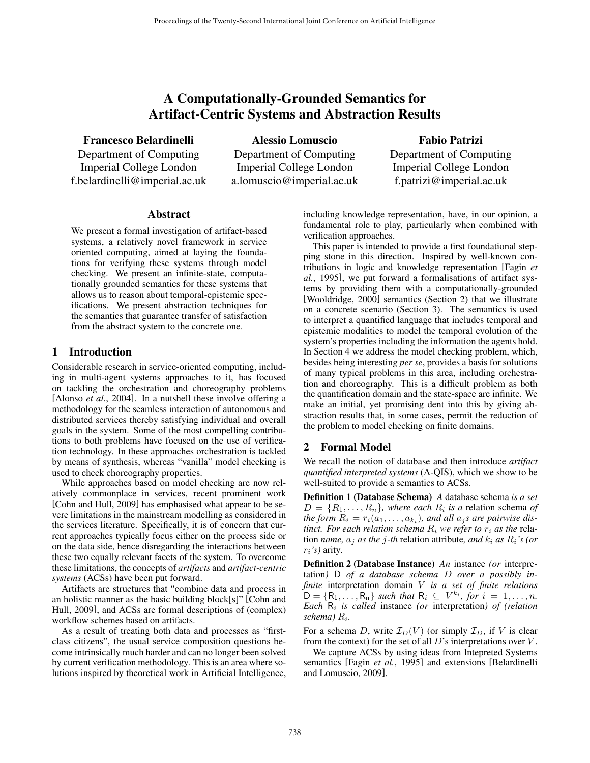# A Computationally-Grounded Semantics for Artifact-Centric Systems and Abstraction Results

**Francesco Belardinelli**
Department of Computing
Imperial College London
f.belardinelli@imperial.ac.uk

**Alessio Lomuscio**
Department of Computing
Imperial College London
a.lomuscio@imperial.ac.uk

**Fabio Patrizi**
Department of Computing
Imperial College London
f.patrizi@imperial.ac.uk

## Abstract

We present a formal investigation of artifact-based systems, a relatively novel framework in service oriented computing, aimed at laying the foundations for verifying these systems through model checking. We present an infinite-state, computationally grounded semantics for these systems that allows us to reason about temporal-epistemic specifications. We present abstraction techniques for the semantics that guarantee transfer of satisfaction from the abstract system to the concrete one.

## 1 Introduction

Considerable research in service-oriented computing, including in multi-agent systems approaches to it, has focused on tackling the orchestration and choreography problems [Alonso *et al.*, 2004]. In a nutshell these involve offering a methodology for the seamless interaction of autonomous and distributed services thereby satisfying individual and overall goals in the system. Some of the most compelling contributions to both problems have focused on the use of verification technology. In these approaches orchestration is tackled by means of synthesis, whereas "vanilla" model checking is used to check choreography properties.

While approaches based on model checking are now relatively commonplace in services, recent prominent work [Cohn and Hull, 2009] has emphasised what appear to be severe limitations in the mainstream modelling as considered in the services literature. Specifically, it is of concern that current approaches typically focus either on the process side or on the data side, hence disregarding the interactions between these two equally relevant facets of the system. To overcome these limitations, the concepts of *artifacts* and *artifact-centric systems* (ACSs) have been put forward.

Artifacts are structures that "combine data and process in an holistic manner as the basic building block[s]" [Cohn and Hull, 2009], and ACSs are formal descriptions of (complex) workflow schemes based on artifacts.

As a result of treating both data and processes as "first-class citizens", the usual service composition questions become intrinsically much harder and can no longer been solved by current verification methodology. This is an area where solutions inspired by theoretical work in Artificial Intelligence, including knowledge representation, have, in our opinion, a fundamental role to play, particularly when combined with verification approaches.

This paper is intended to provide a first foundational stepping stone in this direction. Inspired by well-known contributions in logic and knowledge representation [Fagin *et al.*, 1995], we put forward a formalisations of artifact systems by providing them with a computationally-grounded [Wooldridge, 2000] semantics (Section 2) that we illustrate on a concrete scenario (Section 3). The semantics is used to interpret a quantified language that includes temporal and epistemic modalities to model the temporal evolution of the system's properties including the information the agents hold. In Section 4 we address the model checking problem, which, besides being interesting *per se*, provides a basis for solutions of many typical problems in this area, including orchestration and choreography. This is a difficult problem as both the quantification domain and the state-space are infinite. We make an initial, yet promising dent into this by giving abstraction results that, in some cases, permit the reduction of the problem to model checking on finite domains.

## 2 Formal Model

We recall the notion of database and then introduce *artifact quantified interpreted systems* (A-QIS), which we show to be well-suited to provide a semantics to ACSs.

**Definition 1 (Database Schema)** *A* database schema *is a set* $D = \{R_1, \ldots, R_n\}$*, where each* $R_i$ *is a* relation schema *of the form* $R_i = r_i(a_1, \ldots, a_{k_i})$*, and all* $a_j$*s are pairwise distinct. For each relation schema* $R_i$ *we refer to* $r_i$ *as the* relation *name,* $a_j$ *as the* $j$*-th* relation attribute*, and* $k_i$ *as* $R_i$*'s (or* $r_i$*'s)* arity.

**Definition 2 (Database Instance)** *An* instance *(or* interpretation*)* $\mathsf{D}$ *of a database schema* $D$ *over a possibly infinite* interpretation domain $V$ *is a set of finite relations* $\mathsf{D} = \{\mathsf{R}_1, \ldots, \mathsf{R}_n\}$ *such that* $\mathsf{R}_i \subseteq V^{k_i}$*, for* $i = 1, \ldots, n$*. Each* $\mathsf{R}_i$ *is called* instance *(or* interpretation*) of (relation schema)* $R_i$*.*

For a schema $D$, write $\mathcal{I}_D(V)$ (or simply $\mathcal{I}_D$, if $V$ is clear from the context) for the set of all $D$'s interpretations over $V$.

We capture ACSs by using ideas from Intepreted Systems semantics [Fagin *et al.*, 1995] and extensions [Belardinelli and Lomuscio, 2009].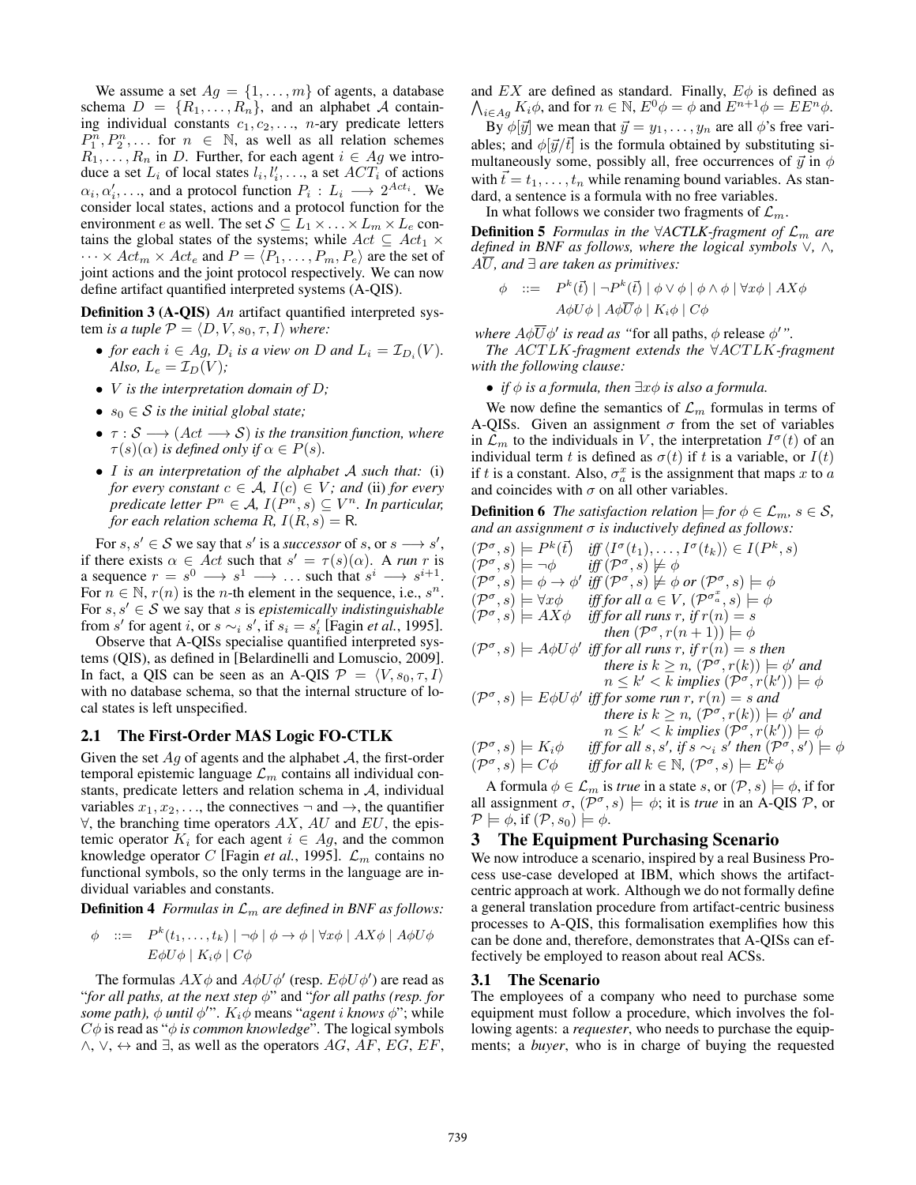We assume a set $Ag = \{1, \dots, m\}$ of agents, a database schema $D = \{R_1, \dots, R_n\}$, and an alphabet $\mathcal{A}$ containing individual constants $c_1, c_2, \dots$, $n$-ary predicate letters $P_1^n, P_2^n, \dots$ for $n \in \mathbb{N}$, as well as all relation schemes $R_1, \dots, R_n$ in $D$. Further, for each agent $i \in Ag$ we introduce a set $L_i$ of local states $l_i, l_i', \dots$, a set $ACT_i$ of actions $\alpha_i, \alpha_i', \dots$, and a protocol function $P_i : L_i \longrightarrow 2^{Act_i}$. We consider local states, actions and a protocol function for the environment $e$ as well. The set $\mathcal{S} \subseteq L_1 \times \dots \times L_m \times L_e$ contains the global states of the systems; while $Act \subseteq Act_1 \times \dots \times Act_m \times Act_e$ and $P = \langle P_1, \dots, P_m, P_e \rangle$ are the set of joint actions and the joint protocol respectively. We can now define artifact quantified interpreted systems (A-QIS).

**Definition 3 (A-QIS)** *An* artifact quantified interpreted system *is a tuple $\mathcal{P} = \langle D, V, s_0, \tau, I \rangle$ where:*

- *for each $i \in Ag$, $D_i$ is a view on $D$ and $L_i = \mathcal{I}_{D_i}(V)$. Also, $L_e = \mathcal{I}_D(V)$;*
- *$V$ is the interpretation domain of $D$;*
- *$s_0 \in \mathcal{S}$ is the initial global state;*
- *$\tau : \mathcal{S} \longrightarrow (Act \longrightarrow \mathcal{S})$ is the transition function, where $\tau(s)(\alpha)$ is defined only if $\alpha \in P(s)$.*
- *$I$ is an interpretation of the alphabet $\mathcal{A}$ such that:* (i) *for every constant $c \in \mathcal{A}$, $I(c) \in V$; and* (ii) *for every predicate letter $P^n \in \mathcal{A}$, $I(P^n, s) \subseteq V^n$. In particular, for each relation schema $R$, $I(R, s) = \mathsf{R}$.*

For $s, s' \in \mathcal{S}$ we say that $s'$ is a *successor* of $s$, or $s \longrightarrow s'$, if there exists $\alpha \in Act$ such that $s' = \tau(s)(\alpha)$. A *run* $r$ is a sequence $r = s^0 \longrightarrow s^1 \longrightarrow \dots$ such that $s^i \longrightarrow s^{i+1}$. For $n \in \mathbb{N}$, $r(n)$ is the $n$-th element in the sequence, i.e., $s^n$. For $s, s' \in \mathcal{S}$ we say that $s$ is *epistemically indistinguishable* from $s'$ for agent $i$, or $s \sim_i s'$, if $s_i = s_i'$ [Fagin *et al.*, 1995].

Observe that A-QISs specialise quantified interpreted systems (QIS), as defined in [Belardinelli and Lomuscio, 2009]. In fact, a QIS can be seen as an A-QIS $\mathcal{P} = \langle V, s_0, \tau, I \rangle$ with no database schema, so that the internal structure of local states is left unspecified.

## 2.1 The First-Order MAS Logic FO-CTLK

Given the set $Ag$ of agents and the alphabet $\mathcal{A}$, the first-order temporal epistemic language $\mathcal{L}_m$ contains all individual constants, predicate letters and relation schema in $\mathcal{A}$, individual variables $x_1, x_2, \dots$, the connectives $\neg$ and $\rightarrow$, the quantifier $\forall$, the branching time operators $AX$, $AU$ and $EU$, the epistemic operator $K_i$ for each agent $i \in Ag$, and the common knowledge operator $C$ [Fagin *et al.*, 1995]. $\mathcal{L}_m$ contains no functional symbols, so the only terms in the language are individual variables and constants.

**Definition 4** *Formulas in $\mathcal{L}_m$ are defined in BNF as follows:*

$$\phi \quad ::= \quad P^k(t_1, \dots, t_k) \mid \neg\phi \mid \phi \rightarrow \phi \mid \forall x\phi \mid AX\phi \mid A\phi U\phi \mid E\phi U\phi \mid K_i\phi \mid C\phi$$

The formulas $AX\phi$ and $A\phi U\phi'$ (resp. $E\phi U\phi'$) are read as "*for all paths, at the next step $\phi$*" and "*for all paths (resp. for some path), $\phi$ until $\phi'$*". $K_i\phi$ means "*agent $i$ knows $\phi$*"; while $C\phi$ is read as "*$\phi$ is common knowledge*". The logical symbols $\wedge$, $\vee$, $\leftrightarrow$ and $\exists$, as well as the operators $AG$, $AF$, $EG$, $EF$, and $EX$ are defined as standard. Finally, $E\phi$ is defined as $\bigwedge_{i \in Ag} K_i\phi$, and for $n \in \mathbb{N}$, $E^0\phi = \phi$ and $E^{n+1}\phi = EE^n\phi$.

By $\phi[\vec{y}]$ we mean that $\vec{y} = y_1, \dots, y_n$ are all $\phi$'s free variables; and $\phi[\vec{y}/\vec{t}]$ is the formula obtained by substituting simultaneously some, possibly all, free occurrences of $\vec{y}$ in $\phi$ with $\vec{t} = t_1, \dots, t_n$ while renaming bound variables. As standard, a sentence is a formula with no free variables.

In what follows we consider two fragments of $\mathcal{L}_m$.

**Definition 5** *Formulas in the $\forall$ACTLK-fragment of $\mathcal{L}_m$ are defined in BNF as follows, where the logical symbols $\vee$, $\wedge$, $A\overline{U}$, and $\exists$ are taken as primitives:*

$$\phi \quad ::= \quad P^k(\vec{t}) \mid \neg P^k(\vec{t}) \mid \phi \vee \phi \mid \phi \wedge \phi \mid \forall x\phi \mid AX\phi \mid A\phi U\phi \mid A\phi\overline{U}\phi \mid K_i\phi \mid C\phi$$

*where $A\phi\overline{U}\phi'$ is read as "*for all paths, $\phi$ release $\phi'$*".*

*The $ACTLK$-fragment extends the $\forall ACTLK$-fragment with the following clause:*

- *if $\phi$ is a formula, then $\exists x\phi$ is also a formula.*

We now define the semantics of $\mathcal{L}_m$ formulas in terms of A-QISs. Given an assignment $\sigma$ from the set of variables in $\mathcal{L}_m$ to the individuals in $V$, the interpretation $I^\sigma(t)$ of an individual term $t$ is defined as $\sigma(t)$ if $t$ is a variable, or $I(t)$ if $t$ is a constant. Also, $\sigma_a^x$ is the assignment that maps $x$ to $a$ and coincides with $\sigma$ on all other variables.

**Definition 6** *The satisfaction relation $\models$ for $\phi \in \mathcal{L}_m$, $s \in \mathcal{S}$, and an assignment $\sigma$ is inductively defined as follows:*

- $(\mathcal{P}^\sigma, s) \models P^k(\vec{t})$ *iff $\langle I^\sigma(t_1), \dots, I^\sigma(t_k) \rangle \in I(P^k, s)$*
- $(\mathcal{P}^\sigma, s) \models \neg\phi$ *iff $(\mathcal{P}^\sigma, s) \not\models \phi$*
- $(\mathcal{P}^\sigma, s) \models \phi \rightarrow \phi'$ *iff $(\mathcal{P}^\sigma, s) \not\models \phi$ or $(\mathcal{P}^\sigma, s) \models \phi$*
- $(\mathcal{P}^\sigma, s) \models \forall x\phi$ *iff for all $a \in V$, $(\mathcal{P}^{\sigma_a^x}, s) \models \phi$*
- $(\mathcal{P}^\sigma, s) \models AX\phi$ *iff for all runs $r$, if $r(n) = s$ then $(\mathcal{P}^\sigma, r(n+1)) \models \phi$*
- $(\mathcal{P}^\sigma, s) \models A\phi U\phi'$ *iff for all runs $r$, if $r(n) = s$ then there is $k \geq n$, $(\mathcal{P}^\sigma, r(k)) \models \phi'$ and $n \leq k' < k$ implies $(\mathcal{P}^\sigma, r(k')) \models \phi$*
- $(\mathcal{P}^\sigma, s) \models E\phi U\phi'$ *iff for some run $r$, $r(n) = s$ and there is $k \geq n$, $(\mathcal{P}^\sigma, r(k)) \models \phi'$ and $n \leq k' < k$ implies $(\mathcal{P}^\sigma, r(k')) \models \phi$*
- $(\mathcal{P}^\sigma, s) \models K_i\phi$ *iff for all $s, s'$, if $s \sim_i s'$ then $(\mathcal{P}^\sigma, s') \models \phi$*
- $(\mathcal{P}^\sigma, s) \models C\phi$ *iff for all $k \in \mathbb{N}$, $(\mathcal{P}^\sigma, s) \models E^k\phi$*

A formula $\phi \in \mathcal{L}_m$ is *true* in a state $s$, or $(\mathcal{P}, s) \models \phi$, if for all assignment $\sigma$, $(\mathcal{P}^\sigma, s) \models \phi$; it is *true* in an A-QIS $\mathcal{P}$, or $\mathcal{P} \models \phi$, if $(\mathcal{P}, s_0) \models \phi$.

# 3 The Equipment Purchasing Scenario

We now introduce a scenario, inspired by a real Business Process use-case developed at IBM, which shows the artifact-centric approach at work. Although we do not formally define a general translation procedure from artifact-centric business processes to A-QIS, this formalisation exemplifies how this can be done and, therefore, demonstrates that A-QISs can effectively be employed to reason about real ACSs.

## 3.1 The Scenario

The employees of a company who need to purchase some equipment must follow a procedure, which involves the following agents: a *requester*, who needs to purchase the equipments; a *buyer*, who is in charge of buying the requested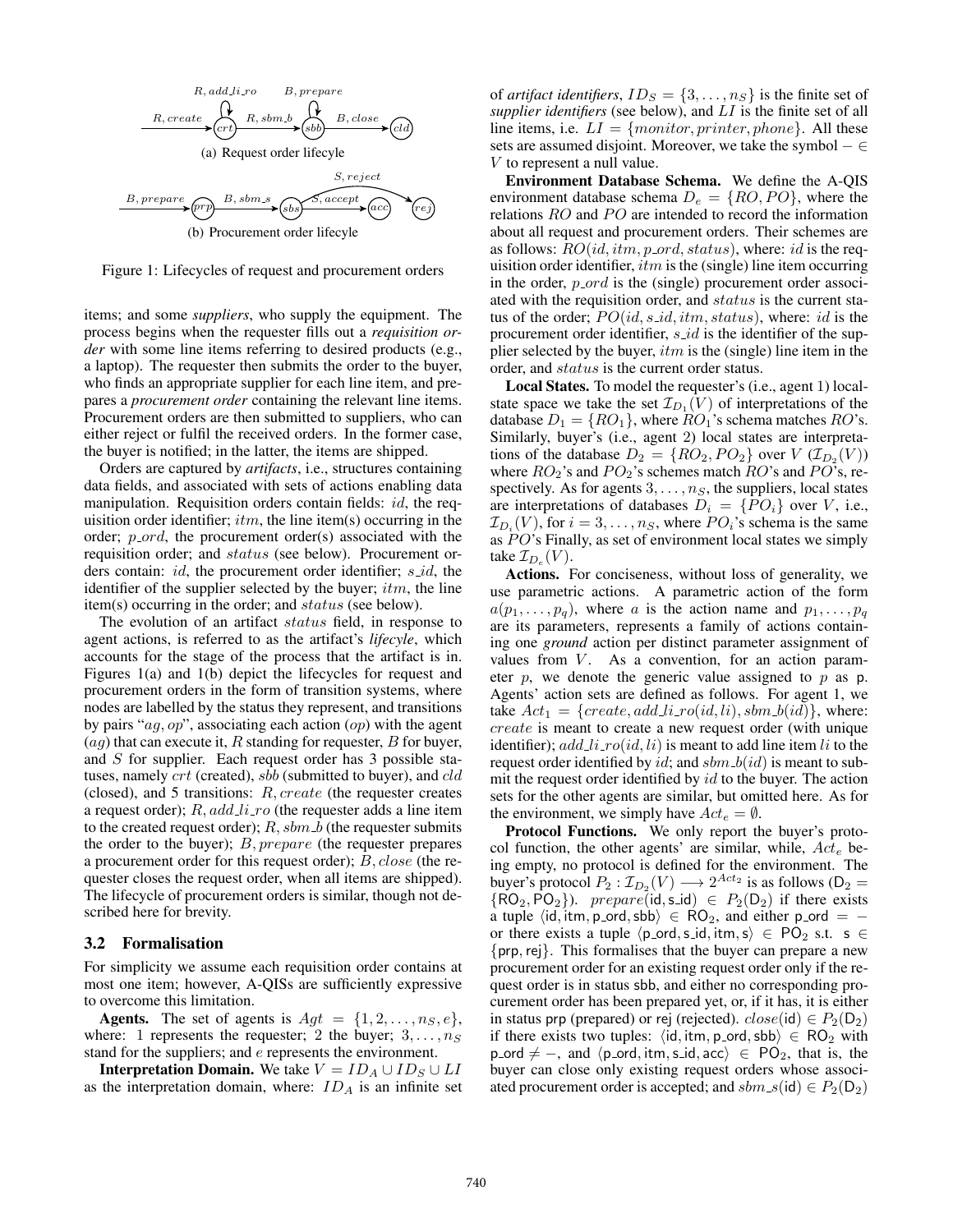R, add_li_ro    B, prepare

R, create → crt → R, sbm_b → sbb → B, close → cld

(a) Request order lifecyle

S, reject

B, prepare → prp → B, sbm_s → sbs → S, accept → acc    rej

(b) Procurement order lifecyle

Figure 1: Lifecycles of request and procurement orders

items; and some ***suppliers***, who supply the equipment. The process begins when the requester fills out a ***requisition order*** with some line items referring to desired products (e.g., a laptop). The requester then submits the order to the buyer, who finds an appropriate supplier for each line item, and prepares a ***procurement order*** containing the relevant line items. Procurement orders are then submitted to suppliers, who can either reject or fulfil the received orders. In the former case, the buyer is notified; in the latter, the items are shipped.

Orders are captured by ***artifacts***, i.e., structures containing data fields, and associated with sets of actions enabling data manipulation. Requisition orders contain fields: $id$, the requisition order identifier; $itm$, the line item(s) occurring in the order; $p\_ord$, the procurement order(s) associated with the requisition order; and $status$ (see below). Procurement orders contain: $id$, the procurement order identifier; $s\_id$, the identifier of the supplier selected by the buyer; $itm$, the line item(s) occurring in the order; and $status$ (see below).

The evolution of an artifact $status$ field, in response to agent actions, is referred to as the artifact's ***lifecyle***, which accounts for the stage of the process that the artifact is in. Figures 1(a) and 1(b) depict the lifecycles for request and procurement orders in the form of transition systems, where nodes are labelled by the status they represent, and transitions by pairs "$ag, op$", associating each action ($op$) with the agent ($ag$) that can execute it, $R$ standing for requester, $B$ for buyer, and $S$ for supplier. Each request order has 3 possible statuses, namely $crt$ (created), $sbb$ (submitted to buyer), and $cld$ (closed), and 5 transitions: $R, create$ (the requester creates a request order); $R, add\_li\_ro$ (the requester adds a line item to the created request order); $R, sbm\_b$ (the requester submits the order to the buyer); $B, prepare$ (the requester prepares a procurement order for this request order); $B, close$ (the requester closes the request order, when all items are shipped). The lifecycle of procurement orders is similar, though not described here for brevity.

## 3.2 Formalisation

For simplicity we assume each requisition order contains at most one item; however, A-QISs are sufficiently expressive to overcome this limitation.

**Agents.** The set of agents is $Agt = \{1, 2, \ldots, n_S, e\}$, where: 1 represents the requester; 2 the buyer; $3, \ldots, n_S$ stand for the suppliers; and $e$ represents the environment.

**Interpretation Domain.** We take $V = ID_A \cup ID_S \cup LI$ as the interpretation domain, where: $ID_A$ is an infinite set of *artifact identifiers*, $ID_S = \{3, \ldots, n_S\}$ is the finite set of *supplier identifiers* (see below), and $LI$ is the finite set of all line items, i.e. $LI = \{monitor, printer, phone\}$. All these sets are assumed disjoint. Moreover, we take the symbol $- \in V$ to represent a null value.

**Environment Database Schema.** We define the A-QIS environment database schema $D_e = \{RO, PO\}$, where the relations $RO$ and $PO$ are intended to record the information about all request and procurement orders. Their schemes are as follows: $RO(id, itm, p\_ord, status)$, where: $id$ is the requisition order identifier, $itm$ is the (single) line item occurring in the order, $p\_ord$ is the (single) procurement order associated with the requisition order, and $status$ is the current status of the order; $PO(id, s\_id, itm, status)$, where: $id$ is the procurement order identifier, $s\_id$ is the identifier of the supplier selected by the buyer, $itm$ is the (single) line item in the order, and $status$ is the current order status.

**Local States.** To model the requester's (i.e., agent 1) local-state space we take the set $\mathcal{I}_{D_1}(V)$ of interpretations of the database $D_1 = \{RO_1\}$, where $RO_1$'s schema matches $RO$'s. Similarly, buyer's (i.e., agent 2) local states are interpretations of the database $D_2 = \{RO_2, PO_2\}$ over $V$ ($\mathcal{I}_{D_2}(V)$) where $RO_2$'s and $PO_2$'s schemes match $RO$'s and $PO$'s, respectively. As for agents $3, \ldots, n_S$, the suppliers, local states are interpretations of databases $D_i = \{PO_i\}$ over $V$, i.e., $\mathcal{I}_{D_i}(V)$, for $i = 3, \ldots, n_S$, where $PO_i$'s schema is the same as $PO$'s Finally, as set of environment local states we simply take $\mathcal{I}_{D_e}(V)$.

**Actions.** For conciseness, without loss of generality, we use parametric actions. A parametric action of the form $a(p_1, \ldots, p_q)$, where $a$ is the action name and $p_1, \ldots, p_q$ are its parameters, represents a family of actions containing one *ground* action per distinct parameter assignment of values from $V$. As a convention, for an action parameter $p$, we denote the generic value assigned to $p$ as $\mathsf{p}$. Agents' action sets are defined as follows. For agent 1, we take $Act_1 = \{create, add\_li\_ro(id, li), sbm\_b(id)\}$, where: $create$ is meant to create a new request order (with unique identifier); $add\_li\_ro(id, li)$ is meant to add line item $li$ to the request order identified by $id$; and $sbm\_b(id)$ is meant to submit the request order identified by $id$ to the buyer. The action sets for the other agents are similar, but omitted here. As for the environment, we simply have $Act_e = \emptyset$.

**Protocol Functions.** We only report the buyer's protocol function, the other agents' are similar, while, $Act_e$ being empty, no protocol is defined for the environment. The buyer's protocol $P_2 : \mathcal{I}_{D_2}(V) \longrightarrow 2^{Act_2}$ is as follows ($\mathsf{D}_2 = \{\mathsf{RO}_2, \mathsf{PO}_2\}$). $prepare(\mathsf{id}, \mathsf{s\_id}) \in P_2(\mathsf{D}_2)$ if there exists a tuple $\langle \mathsf{id}, \mathsf{itm}, \mathsf{p\_ord}, \mathsf{sbb} \rangle \in \mathsf{RO}_2$, and either $\mathsf{p\_ord} = -$ or there exists a tuple $\langle \mathsf{p\_ord}, \mathsf{s\_id}, \mathsf{itm}, \mathsf{s} \rangle \in \mathsf{PO}_2$ s.t. $\mathsf{s} \in \{\mathsf{prp}, \mathsf{rej}\}$. This formalises that the buyer can prepare a new procurement order for an existing request order only if the request order is in status sbb, and either no corresponding procurement order has been prepared yet, or, if it has, it is either in status prp (prepared) or rej (rejected). $close(\mathsf{id}) \in P_2(\mathsf{D}_2)$ if there exists two tuples: $\langle \mathsf{id}, \mathsf{itm}, \mathsf{p\_ord}, \mathsf{sbb} \rangle \in \mathsf{RO}_2$ with $\mathsf{p\_ord} \neq -$, and $\langle \mathsf{p\_ord}, \mathsf{itm}, \mathsf{s\_id}, \mathsf{acc} \rangle \in \mathsf{PO}_2$, that is, the buyer can close only existing request orders whose associated procurement order is accepted; and $sbm\_s(\mathsf{id}) \in P_2(\mathsf{D}_2)$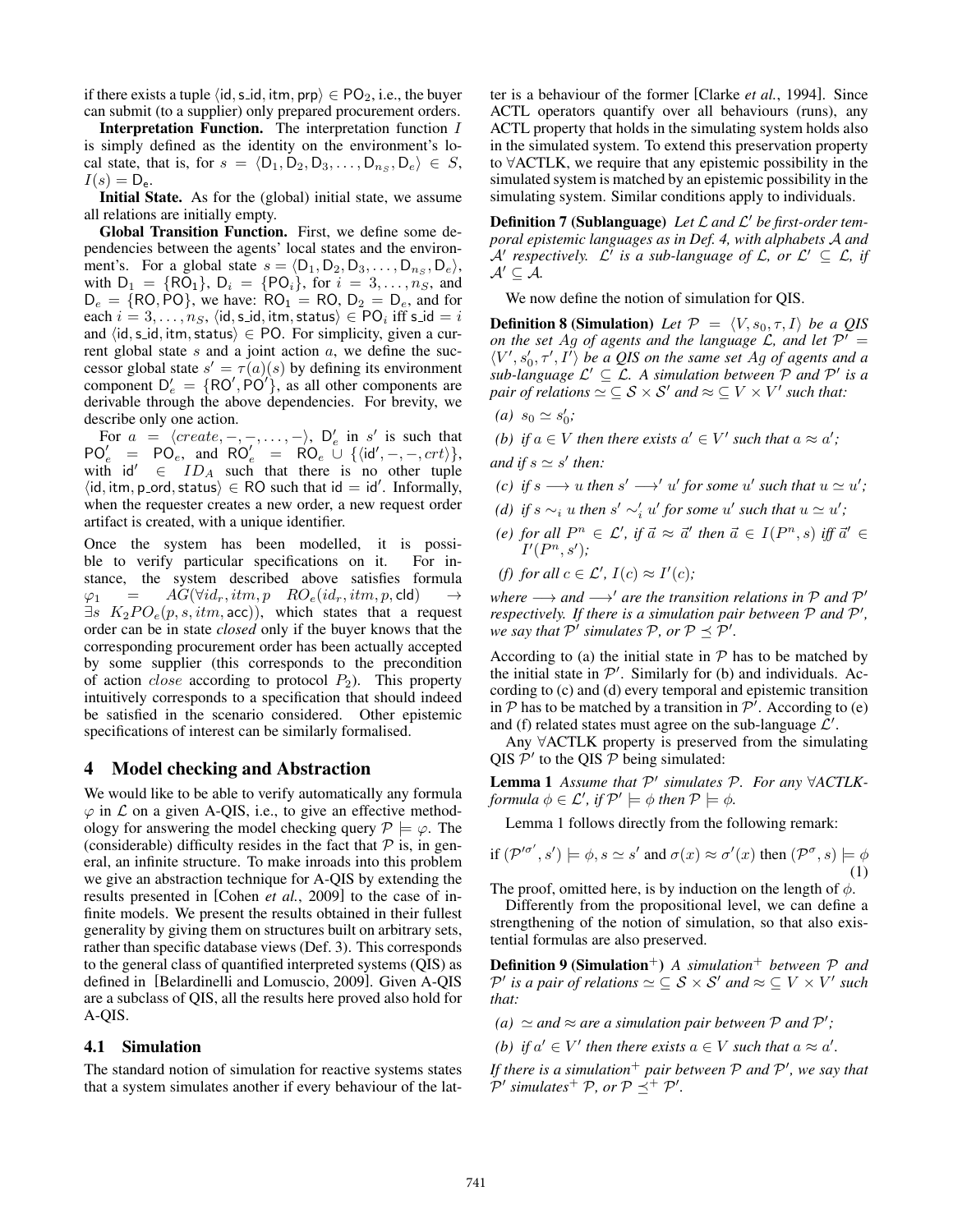if there exists a tuple $\langle \mathsf{id}, \mathsf{s\_id}, \mathsf{itm}, \mathsf{prp} \rangle \in \mathsf{PO}_2$, i.e., the buyer can submit (to a supplier) only prepared procurement orders.

**Interpretation Function.** The interpretation function $I$ is simply defined as the identity on the environment's local state, that is, for $s = \langle \mathsf{D}_1, \mathsf{D}_2, \mathsf{D}_3, \ldots, \mathsf{D}_{n_S}, \mathsf{D}_e \rangle \in S$, $I(s) = \mathsf{D}_\mathsf{e}$.

**Initial State.** As for the (global) initial state, we assume all relations are initially empty.

**Global Transition Function.** First, we define some dependencies between the agents' local states and the environment's. For a global state $s = \langle \mathsf{D}_1, \mathsf{D}_2, \mathsf{D}_3, \ldots, \mathsf{D}_{n_S}, \mathsf{D}_e \rangle$, with $\mathsf{D}_1 = \{\mathsf{RO}_1\}$, $\mathsf{D}_i = \{\mathsf{PO}_i\}$, for $i = 3, \ldots, n_S$, and $\mathsf{D}_e = \{\mathsf{RO}, \mathsf{PO}\}$, we have: $\mathsf{RO}_1 = \mathsf{RO}$, $\mathsf{D}_2 = \mathsf{D}_e$, and for each $i = 3, \ldots, n_S$, $\langle \mathsf{id}, \mathsf{s\_id}, \mathsf{itm}, \mathsf{status} \rangle \in \mathsf{PO}_i$ iff $\mathsf{s\_id} = i$ and $\langle \mathsf{id}, \mathsf{s\_id}, \mathsf{itm}, \mathsf{status} \rangle \in \mathsf{PO}$. For simplicity, given a current global state $s$ and a joint action $a$, we define the successor global state $s' = \tau(a)(s)$ by defining its environment component $\mathsf{D}'_e = \{\mathsf{RO}', \mathsf{PO}'\}$, as all other components are derivable through the above dependencies. For brevity, we describe only one action.

For $a = \langle create, -, -, \ldots, - \rangle$, $\mathsf{D}'_e$ in $s'$ is such that $\mathsf{PO}'_e = \mathsf{PO}_e$, and $\mathsf{RO}'_e = \mathsf{RO}_e \cup \{\langle \mathsf{id}', -, -, crt \rangle\}$, with $\mathsf{id}' \in ID_A$ such that there is no other tuple $\langle \mathsf{id}, \mathsf{itm}, \mathsf{p\_ord}, \mathsf{status} \rangle \in \mathsf{RO}$ such that $\mathsf{id} = \mathsf{id}'$. Informally, when the requester creates a new order, a new request order artifact is created, with a unique identifier.

Once the system has been modelled, it is possible to verify particular specifications on it. For instance, the system described above satisfies formula $\varphi_1 = AG(\forall id_r, itm, p \;\; RO_e(id_r, itm, p, \mathsf{cld}) \rightarrow \exists s \;\; K_2 PO_e(p, s, itm, \mathsf{acc}))$, which states that a request order can be in state *closed* only if the buyer knows that the corresponding procurement order has been actually accepted by some supplier (this corresponds to the precondition of action $close$ according to protocol $P_2$). This property intuitively corresponds to a specification that should indeed be satisfied in the scenario considered. Other epistemic specifications of interest can be similarly formalised.

## 4 Model checking and Abstraction

We would like to be able to verify automatically any formula $\varphi$ in $\mathcal{L}$ on a given A-QIS, i.e., to give an effective methodology for answering the model checking query $\mathcal{P} \models \varphi$. The (considerable) difficulty resides in the fact that $\mathcal{P}$ is, in general, an infinite structure. To make inroads into this problem we give an abstraction technique for A-QIS by extending the results presented in [Cohen *et al.*, 2009] to the case of infinite models. We present the results obtained in their fullest generality by giving them on structures built on arbitrary sets, rather than specific database views (Def. 3). This corresponds to the general class of quantified interpreted systems (QIS) as defined in [Belardinelli and Lomuscio, 2009]. Given A-QIS are a subclass of QIS, all the results here proved also hold for A-QIS.

### 4.1 Simulation

The standard notion of simulation for reactive systems states that a system simulates another if every behaviour of the latter is a behaviour of the former [Clarke *et al.*, 1994]. Since ACTL operators quantify over all behaviours (runs), any ACTL property that holds in the simulating system holds also in the simulated system. To extend this preservation property to $\forall$ACTLK, we require that any epistemic possibility in the simulated system is matched by an epistemic possibility in the simulating system. Similar conditions apply to individuals.

**Definition 7 (Sublanguage)** *Let $\mathcal{L}$ and $\mathcal{L}'$ be first-order temporal epistemic languages as in Def. 4, with alphabets $\mathcal{A}$ and $\mathcal{A}'$ respectively. $\mathcal{L}'$ is a sub-language of $\mathcal{L}$, or $\mathcal{L}' \subseteq \mathcal{L}$, if $\mathcal{A}' \subseteq \mathcal{A}$.*

We now define the notion of simulation for QIS.

**Definition 8 (Simulation)** *Let $\mathcal{P} = \langle V, s_0, \tau, I \rangle$ be a QIS on the set $Ag$ of agents and the language $\mathcal{L}$, and let $\mathcal{P}' = \langle V', s'_0, \tau', I' \rangle$ be a QIS on the same set $Ag$ of agents and a sub-language $\mathcal{L}' \subseteq \mathcal{L}$. A simulation between $\mathcal{P}$ and $\mathcal{P}'$ is a pair of relations $\simeq \subseteq \mathcal{S} \times \mathcal{S}'$ and $\approx \subseteq V \times V'$ such that:*

*(a) $s_0 \simeq s'_0$;*

*(b) if $a \in V$ then there exists $a' \in V'$ such that $a \approx a'$;*

*and if $s \simeq s'$ then:*

*(c) if $s \longrightarrow u$ then $s' \longrightarrow' u'$ for some $u'$ such that $u \simeq u'$;*

*(d) if $s \sim_i u$ then $s' \sim'_i u'$ for some $u'$ such that $u \simeq u'$;*

*(e) for all $P^n \in \mathcal{L}'$, if $\vec{a} \approx \vec{a}'$ then $\vec{a} \in I(P^n, s)$ iff $\vec{a}' \in I'(P^n, s')$;*

*(f) for all $c \in \mathcal{L}'$, $I(c) \approx I'(c)$;*

*where $\longrightarrow$ and $\longrightarrow'$ are the transition relations in $\mathcal{P}$ and $\mathcal{P}'$ respectively. If there is a simulation pair between $\mathcal{P}$ and $\mathcal{P}'$, we say that $\mathcal{P}'$ simulates $\mathcal{P}$, or $\mathcal{P} \preceq \mathcal{P}'$.*

According to (a) the initial state in $\mathcal{P}$ has to be matched by the initial state in $\mathcal{P}'$. Similarly for (b) and individuals. According to (c) and (d) every temporal and epistemic transition in $\mathcal{P}$ has to be matched by a transition in $\mathcal{P}'$. According to (e) and (f) related states must agree on the sub-language $\mathcal{L}'$.

Any $\forall$ACTLK property is preserved from the simulating QIS $\mathcal{P}'$ to the QIS $\mathcal{P}$ being simulated:

**Lemma 1** *Assume that $\mathcal{P}'$ simulates $\mathcal{P}$. For any $\forall$ACTLK-formula $\phi \in \mathcal{L}'$, if $\mathcal{P}' \models \phi$ then $\mathcal{P} \models \phi$.*

Lemma 1 follows directly from the following remark:

$$\text{if } (\mathcal{P}'^{\sigma'}, s') \models \phi, s \simeq s' \text{ and } \sigma(x) \approx \sigma'(x) \text{ then } (\mathcal{P}^{\sigma}, s) \models \phi \tag{1}$$

The proof, omitted here, is by induction on the length of $\phi$.

Differently from the propositional level, we can define a strengthening of the notion of simulation, so that also existential formulas are also preserved.

**Definition 9 (Simulation$^+$)** *A simulation$^+$ between $\mathcal{P}$ and $\mathcal{P}'$ is a pair of relations $\simeq \subseteq \mathcal{S} \times \mathcal{S}'$ and $\approx \subseteq V \times V'$ such that:*

*(a) $\simeq$ and $\approx$ are a simulation pair between $\mathcal{P}$ and $\mathcal{P}'$;*

*(b) if $a' \in V'$ then there exists $a \in V$ such that $a \approx a'$.*

*If there is a simulation$^+$ pair between $\mathcal{P}$ and $\mathcal{P}'$, we say that $\mathcal{P}'$ simulates$^+$ $\mathcal{P}$, or $\mathcal{P} \preceq^+ \mathcal{P}'$.*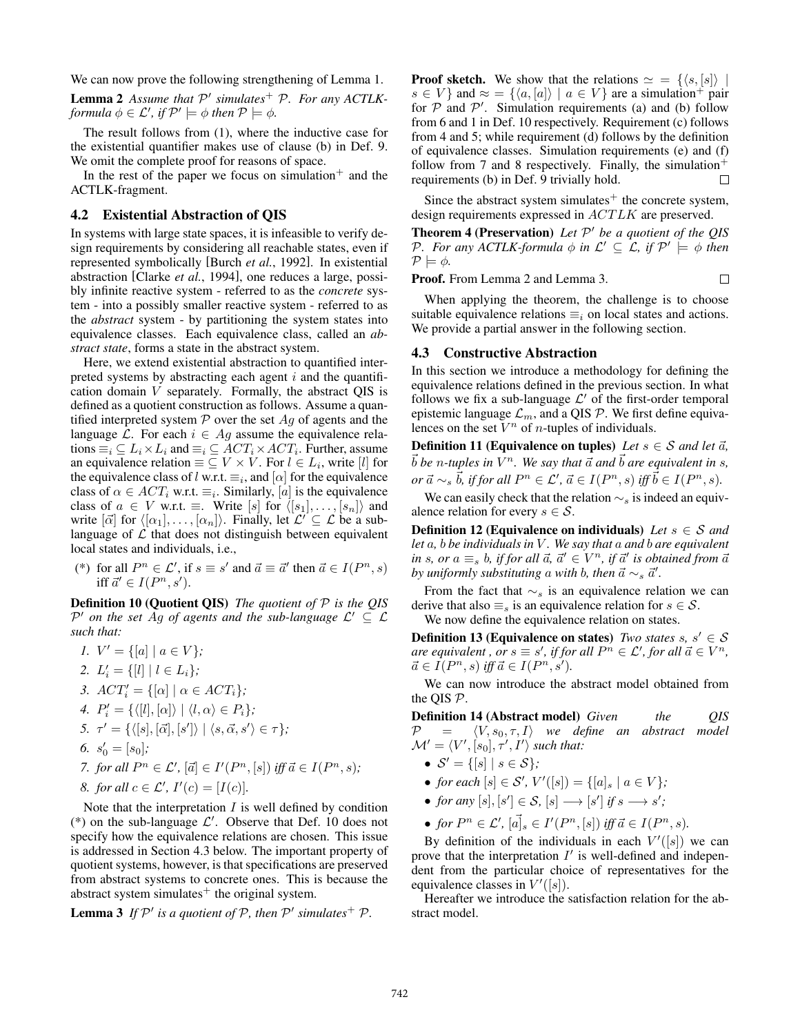We can now prove the following strengthening of Lemma 1.

**Lemma 2** *Assume that $\mathcal{P}'$ simulates$^+$ $\mathcal{P}$. For any ACTLK-formula $\phi \in \mathcal{L}'$, if $\mathcal{P}' \models \phi$ then $\mathcal{P} \models \phi$.*

The result follows from (1), where the inductive case for the existential quantifier makes use of clause (b) in Def. 9. We omit the complete proof for reasons of space.

In the rest of the paper we focus on simulation$^+$ and the ACTLK-fragment.

### 4.2 Existential Abstraction of QIS

In systems with large state spaces, it is infeasible to verify design requirements by considering all reachable states, even if represented symbolically [Burch *et al.*, 1992]. In existential abstraction [Clarke *et al.*, 1994], one reduces a large, possibly infinite reactive system - referred to as the *concrete* system - into a possibly smaller reactive system - referred to as the *abstract* system - by partitioning the system states into equivalence classes. Each equivalence class, called an *abstract state*, forms a state in the abstract system.

Here, we extend existential abstraction to quantified interpreted systems by abstracting each agent $i$ and the quantification domain $V$ separately. Formally, the abstract QIS is defined as a quotient construction as follows. Assume a quantified interpreted system $\mathcal{P}$ over the set $Ag$ of agents and the language $\mathcal{L}$. For each $i \in Ag$ assume the equivalence relations $\equiv_i \subseteq L_i \times L_i$ and $\equiv_i \subseteq ACT_i \times ACT_i$. Further, assume an equivalence relation $\equiv \subseteq V \times V$. For $l \in L_i$, write $[l]$ for the equivalence class of $l$ w.r.t. $\equiv_i$, and $[\alpha]$ for the equivalence class of $\alpha \in ACT_i$ w.r.t. $\equiv_i$. Similarly, $[a]$ is the equivalence class of $a \in V$ w.r.t. $\equiv$. Write $[s]$ for $\langle [s_1], \ldots, [s_n] \rangle$ and write $[\vec{\alpha}]$ for $\langle [\alpha_1], \ldots, [\alpha_n] \rangle$. Finally, let $\mathcal{L}' \subseteq \mathcal{L}$ be a sub-language of $\mathcal{L}$ that does not distinguish between equivalent local states and individuals, i.e.,

(*) for all $P^n \in \mathcal{L}'$, if $s \equiv s'$ and $\vec{a} \equiv \vec{a}'$ then $\vec{a} \in I(P^n, s)$ iff $\vec{a}' \in I(P^n, s')$.

**Definition 10 (Quotient QIS)** *The quotient of $\mathcal{P}$ is the QIS $\mathcal{P}'$ on the set $Ag$ of agents and the sub-language $\mathcal{L}' \subseteq \mathcal{L}$ such that:*

1. $V' = \{[a] \mid a \in V\}$;
2. $L'_i = \{[l] \mid l \in L_i\}$;
3. $ACT'_i = \{[\alpha] \mid \alpha \in ACT_i\}$;
4. $P'_i = \{\langle [l], [\alpha] \rangle \mid \langle l, \alpha \rangle \in P_i\}$;
5. $\tau' = \{\langle [s], [\vec{\alpha}], [s'] \rangle \mid \langle s, \vec{\alpha}, s' \rangle \in \tau\}$;
6. $s'_0 = [s_0]$;
7. *for all $P^n \in \mathcal{L}'$, $[\vec{a}] \in I'(P^n, [s])$ iff $\vec{a} \in I(P^n, s)$;*
8. *for all $c \in \mathcal{L}'$, $I'(c) = [I(c)]$.*

Note that the interpretation $I$ is well defined by condition (*) on the sub-language $\mathcal{L}'$. Observe that Def. 10 does not specify how the equivalence relations are chosen. This issue is addressed in Section 4.3 below. The important property of quotient systems, however, is that specifications are preserved from abstract systems to concrete ones. This is because the abstract system simulates$^+$ the original system.

**Lemma 3** *If $\mathcal{P}'$ is a quotient of $\mathcal{P}$, then $\mathcal{P}'$ simulates$^+$ $\mathcal{P}$.*

**Proof sketch.** We show that the relations $\simeq = \{\langle s, [s] \rangle \mid s \in V\}$ and $\approx = \{\langle a, [a] \rangle \mid a \in V\}$ are a simulation$^+$ pair for $\mathcal{P}$ and $\mathcal{P}'$. Simulation requirements (a) and (b) follow from 6 and 1 in Def. 10 respectively. Requirement (c) follows from 4 and 5; while requirement (d) follows by the definition of equivalence classes. Simulation requirements (e) and (f) follow from 7 and 8 respectively. Finally, the simulation$^+$ requirements (b) in Def. 9 trivially hold. □

Since the abstract system simulates$^+$ the concrete system, design requirements expressed in $ACTLK$ are preserved.

**Theorem 4 (Preservation)** *Let $\mathcal{P}'$ be a quotient of the QIS $\mathcal{P}$. For any ACTLK-formula $\phi$ in $\mathcal{L}' \subseteq \mathcal{L}$, if $\mathcal{P}' \models \phi$ then $\mathcal{P} \models \phi$.*

**Proof.** From Lemma 2 and Lemma 3. □

When applying the theorem, the challenge is to choose suitable equivalence relations $\equiv_i$ on local states and actions. We provide a partial answer in the following section.

### 4.3 Constructive Abstraction

In this section we introduce a methodology for defining the equivalence relations defined in the previous section. In what follows we fix a sub-language $\mathcal{L}'$ of the first-order temporal epistemic language $\mathcal{L}_m$, and a QIS $\mathcal{P}$. We first define equivalences on the set $V^n$ of $n$-tuples of individuals.

**Definition 11 (Equivalence on tuples)** *Let $s \in \mathcal{S}$ and let $\vec{a}$, $\vec{b}$ be $n$-tuples in $V^n$. We say that $\vec{a}$ and $\vec{b}$ are equivalent in $s$, or $\vec{a} \sim_s \vec{b}$, if for all $P^n \in \mathcal{L}'$, $\vec{a} \in I(P^n, s)$ iff $\vec{b} \in I(P^n, s)$.*

We can easily check that the relation $\sim_s$ is indeed an equivalence relation for every $s \in \mathcal{S}$.

**Definition 12 (Equivalence on individuals)** *Let $s \in \mathcal{S}$ and let $a$, $b$ be individuals in $V$. We say that $a$ and $b$ are equivalent in $s$, or $a \equiv_s b$, if for all $\vec{a}$, $\vec{a}' \in V^n$, if $\vec{a}'$ is obtained from $\vec{a}$ by uniformly substituting $a$ with $b$, then $\vec{a} \sim_s \vec{a}'$.*

From the fact that $\sim_s$ is an equivalence relation we can derive that also $\equiv_s$ is an equivalence relation for $s \in \mathcal{S}$.

We now define the equivalence relation on states.

**Definition 13 (Equivalence on states)** *Two states $s$, $s' \in \mathcal{S}$ are equivalent , or $s \equiv s'$, if for all $P^n \in \mathcal{L}'$, for all $\vec{a} \in V^n$, $\vec{a} \in I(P^n, s)$ iff $\vec{a} \in I(P^n, s')$.*

We can now introduce the abstract model obtained from the QIS $\mathcal{P}$.

**Definition 14 (Abstract model)** *Given the QIS $\mathcal{P} = \langle V, s_0, \tau, I \rangle$ we define an abstract model $\mathcal{M}' = \langle V', [s_0], \tau', I' \rangle$ such that:*

- $\mathcal{S}' = \{[s] \mid s \in \mathcal{S}\}$;
- *for each $[s] \in \mathcal{S}'$, $V'([s]) = \{[a]_s \mid a \in V\}$;*
- *for any $[s], [s'] \in \mathcal{S}$, $[s] \longrightarrow [s']$ if $s \longrightarrow s'$;*
- *for $P^n \in \mathcal{L}'$, $\vec{[a]}_s \in I'(P^n, [s])$ iff $\vec{a} \in I(P^n, s)$.*

By definition of the individuals in each $V'([s])$ we can prove that the interpretation $I'$ is well-defined and independent from the particular choice of representatives for the equivalence classes in $V'([s])$.

Hereafter we introduce the satisfaction relation for the abstract model.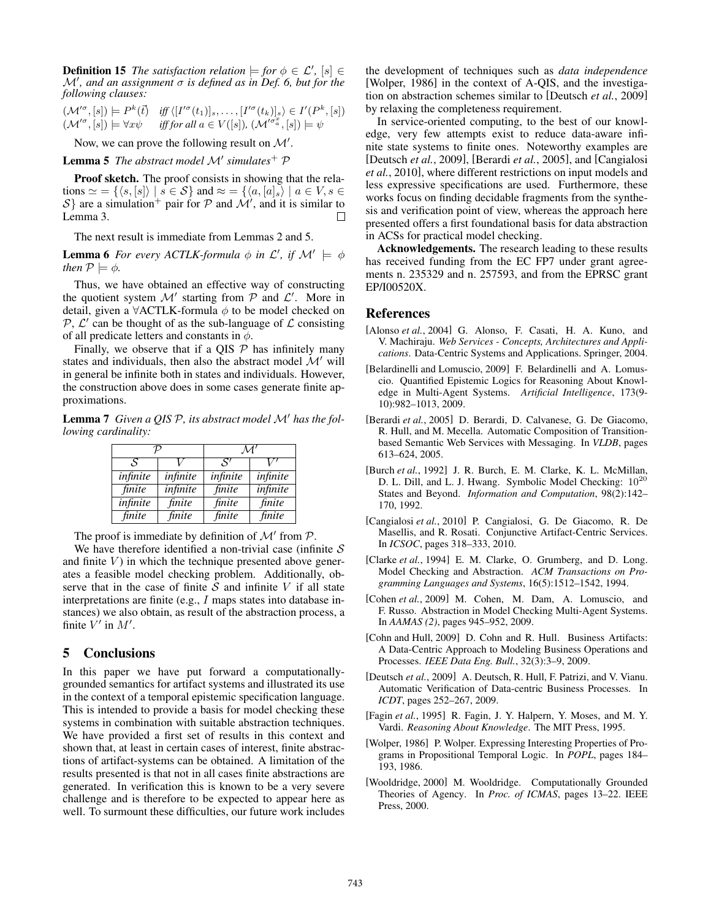**Definition 15** *The satisfaction relation $\models$ for $\phi \in \mathcal{L}'$, $[s] \in \mathcal{M}'$, and an assignment $\sigma$ is defined as in Def. 6, but for the following clauses:*

$$(\mathcal{M}'^{\sigma}, [s]) \models P^k(\vec{t}) \quad \text{iff } \langle [I'^{\sigma}(t_1)]_s, \ldots, [I'^{\sigma}(t_k)]_s \rangle \in I'(P^k, [s])$$
$$(\mathcal{M}'^{\sigma}, [s]) \models \forall x \psi \quad \text{iff for all } a \in V([s]),\ (\mathcal{M}'^{\sigma^x_a}, [s]) \models \psi$$

Now, we can prove the following result on $\mathcal{M}'$.

**Lemma 5** *The abstract model $\mathcal{M}'$ simulates$^+$ $\mathcal{P}$*

**Proof sketch.** The proof consists in showing that the relations $\simeq = \{\langle s, [s] \rangle \mid s \in \mathcal{S}\}$ and $\approx = \{\langle a, [a]_s \rangle \mid a \in V, s \in \mathcal{S}\}$ are a simulation$^+$ pair for $\mathcal{P}$ and $\mathcal{M}'$, and it is similar to Lemma 3. □

The next result is immediate from Lemmas 2 and 5.

**Lemma 6** *For every ACTLK-formula $\phi$ in $\mathcal{L}'$, if $\mathcal{M}' \models \phi$ then $\mathcal{P} \models \phi$.*

Thus, we have obtained an effective way of constructing the quotient system $\mathcal{M}'$ starting from $\mathcal{P}$ and $\mathcal{L}'$. More in detail, given a $\forall$ACTLK-formula $\phi$ to be model checked on $\mathcal{P}$, $\mathcal{L}'$ can be thought of as the sub-language of $\mathcal{L}$ consisting of all predicate letters and constants in $\phi$.

Finally, we observe that if a QIS $\mathcal{P}$ has infinitely many states and individuals, then also the abstract model $\mathcal{M}'$ will in general be infinite both in states and individuals. However, the construction above does in some cases generate finite approximations.

**Lemma 7** *Given a QIS $\mathcal{P}$, its abstract model $\mathcal{M}'$ has the following cardinality:*

| $\mathcal{P}$ | | $\mathcal{M}'$ | |
|---|---|---|---|
| $\mathcal{S}$ | $V$ | $\mathcal{S}'$ | $V'$ |
| *infinite* | *infinite* | *infinite* | *infinite* |
| *finite* | *infinite* | *finite* | *infinite* |
| *infinite* | *finite* | *finite* | *finite* |
| *finite* | *finite* | *finite* | *finite* |

The proof is immediate by definition of $\mathcal{M}'$ from $\mathcal{P}$.

We have therefore identified a non-trivial case (infinite $\mathcal{S}$ and finite $V$) in which the technique presented above generates a feasible model checking problem. Additionally, observe that in the case of finite $\mathcal{S}$ and infinite $V$ if all state interpretations are finite (e.g., $I$ maps states into database instances) we also obtain, as result of the abstraction process, a finite $V'$ in $M'$.

## 5 Conclusions

In this paper we have put forward a computationally-grounded semantics for artifact systems and illustrated its use in the context of a temporal epistemic specification language. This is intended to provide a basis for model checking these systems in combination with suitable abstraction techniques. We have provided a first set of results in this context and shown that, at least in certain cases of interest, finite abstractions of artifact-systems can be obtained. A limitation of the results presented is that not in all cases finite abstractions are generated. In verification this is known to be a very severe challenge and is therefore to be expected to appear here as well. To surmount these difficulties, our future work includes the development of techniques such as *data independence* [Wolper, 1986] in the context of A-QIS, and the investigation on abstraction schemes similar to [Deutsch *et al.*, 2009] by relaxing the completeness requirement.

In service-oriented computing, to the best of our knowledge, very few attempts exist to reduce data-aware infinite state systems to finite ones. Noteworthy examples are [Deutsch *et al.*, 2009], [Berardi *et al.*, 2005], and [Cangialosi *et al.*, 2010], where different restrictions on input models and less expressive specifications are used. Furthermore, these works focus on finding decidable fragments from the synthesis and verification point of view, whereas the approach here presented offers a first foundational basis for data abstraction in ACSs for practical model checking.

**Acknowledgements.** The research leading to these results has received funding from the EC FP7 under grant agreements n. 235329 and n. 257593, and from the EPRSC grant EP/I00520X.

## References

[Alonso *et al.*, 2004] G. Alonso, F. Casati, H. A. Kuno, and V. Machiraju. *Web Services - Concepts, Architectures and Applications*. Data-Centric Systems and Applications. Springer, 2004.

[Belardinelli and Lomuscio, 2009] F. Belardinelli and A. Lomuscio. Quantified Epistemic Logics for Reasoning About Knowledge in Multi-Agent Systems. *Artificial Intelligence*, 173(9-10):982–1013, 2009.

[Berardi *et al.*, 2005] D. Berardi, D. Calvanese, G. De Giacomo, R. Hull, and M. Mecella. Automatic Composition of Transition-based Semantic Web Services with Messaging. In *VLDB*, pages 613–624, 2005.

[Burch *et al.*, 1992] J. R. Burch, E. M. Clarke, K. L. McMillan, D. L. Dill, and L. J. Hwang. Symbolic Model Checking: $10^{20}$ States and Beyond. *Information and Computation*, 98(2):142–170, 1992.

[Cangialosi *et al.*, 2010] P. Cangialosi, G. De Giacomo, R. De Masellis, and R. Rosati. Conjunctive Artifact-Centric Services. In *ICSOC*, pages 318–333, 2010.

[Clarke *et al.*, 1994] E. M. Clarke, O. Grumberg, and D. Long. Model Checking and Abstraction. *ACM Transactions on Programming Languages and Systems*, 16(5):1512–1542, 1994.

[Cohen *et al.*, 2009] M. Cohen, M. Dam, A. Lomuscio, and F. Russo. Abstraction in Model Checking Multi-Agent Systems. In *AAMAS (2)*, pages 945–952, 2009.

[Cohn and Hull, 2009] D. Cohn and R. Hull. Business Artifacts: A Data-Centric Approach to Modeling Business Operations and Processes. *IEEE Data Eng. Bull.*, 32(3):3–9, 2009.

[Deutsch *et al.*, 2009] A. Deutsch, R. Hull, F. Patrizi, and V. Vianu. Automatic Verification of Data-centric Business Processes. In *ICDT*, pages 252–267, 2009.

[Fagin *et al.*, 1995] R. Fagin, J. Y. Halpern, Y. Moses, and M. Y. Vardi. *Reasoning About Knowledge*. The MIT Press, 1995.

[Wolper, 1986] P. Wolper. Expressing Interesting Properties of Programs in Propositional Temporal Logic. In *POPL*, pages 184–193, 1986.

[Wooldridge, 2000] M. Wooldridge. Computationally Grounded Theories of Agency. In *Proc. of ICMAS*, pages 13–22. IEEE Press, 2000.